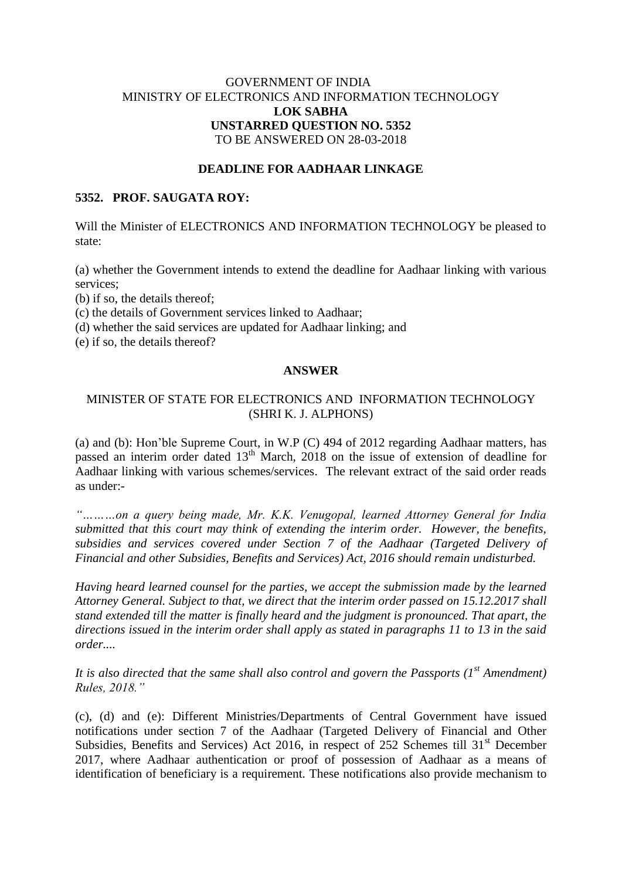GOVERNMENT OF INDIA
MINISTRY OF ELECTRONICS AND INFORMATION TECHNOLOGY
**LOK SABHA**
**UNSTARRED QUESTION NO. 5352**
TO BE ANSWERED ON 28-03-2018

**DEADLINE FOR AADHAAR LINKAGE**

**5352. PROF. SAUGATA ROY:**

Will the Minister of ELECTRONICS AND INFORMATION TECHNOLOGY be pleased to state:

(a) whether the Government intends to extend the deadline for Aadhaar linking with various services;
(b) if so, the details thereof;
(c) the details of Government services linked to Aadhaar;
(d) whether the said services are updated for Aadhaar linking; and
(e) if so, the details thereof?

**ANSWER**

MINISTER OF STATE FOR ELECTRONICS AND INFORMATION TECHNOLOGY
(SHRI K. J. ALPHONS)

(a) and (b): Hon'ble Supreme Court, in W.P (C) 494 of 2012 regarding Aadhaar matters, has passed an interim order dated 13th March, 2018 on the issue of extension of deadline for Aadhaar linking with various schemes/services. The relevant extract of the said order reads as under:-

*"………on a query being made, Mr. K.K. Venugopal, learned Attorney General for India submitted that this court may think of extending the interim order. However, the benefits, subsidies and services covered under Section 7 of the Aadhaar (Targeted Delivery of Financial and other Subsidies, Benefits and Services) Act, 2016 should remain undisturbed.*

*Having heard learned counsel for the parties, we accept the submission made by the learned Attorney General. Subject to that, we direct that the interim order passed on 15.12.2017 shall stand extended till the matter is finally heard and the judgment is pronounced. That apart, the directions issued in the interim order shall apply as stated in paragraphs 11 to 13 in the said order....*

*It is also directed that the same shall also control and govern the Passports (1st Amendment) Rules, 2018."*

(c), (d) and (e): Different Ministries/Departments of Central Government have issued notifications under section 7 of the Aadhaar (Targeted Delivery of Financial and Other Subsidies, Benefits and Services) Act 2016, in respect of 252 Schemes till 31st December 2017, where Aadhaar authentication or proof of possession of Aadhaar as a means of identification of beneficiary is a requirement. These notifications also provide mechanism to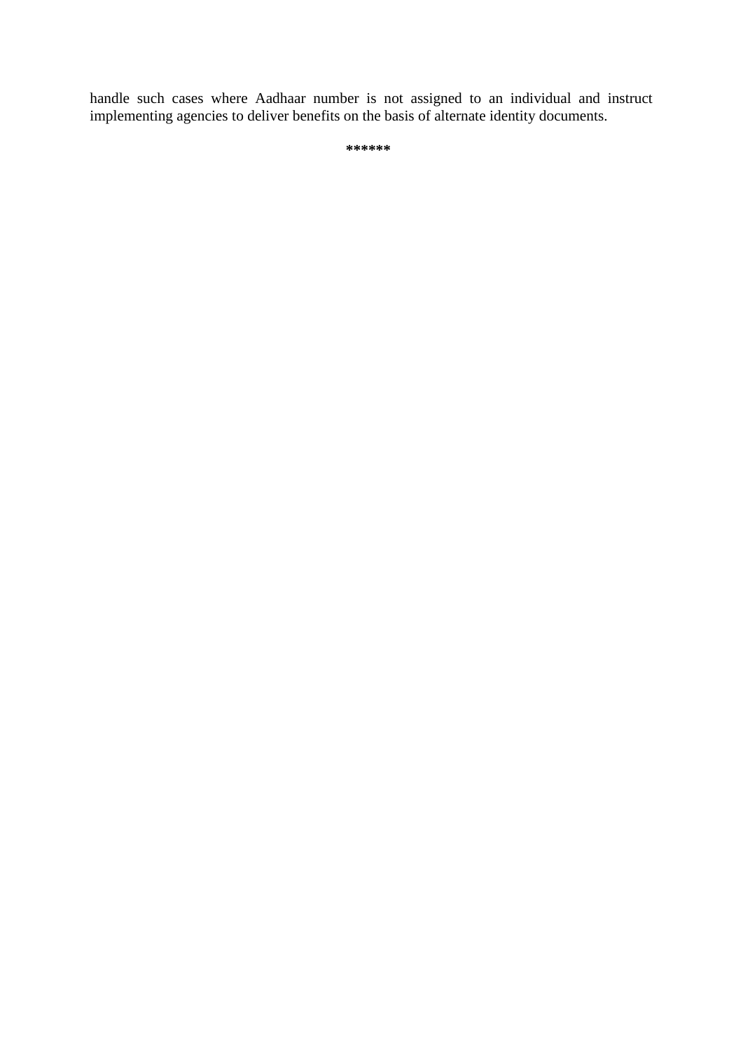handle such cases where Aadhaar number is not assigned to an individual and instruct implementing agencies to deliver benefits on the basis of alternate identity documents.

******